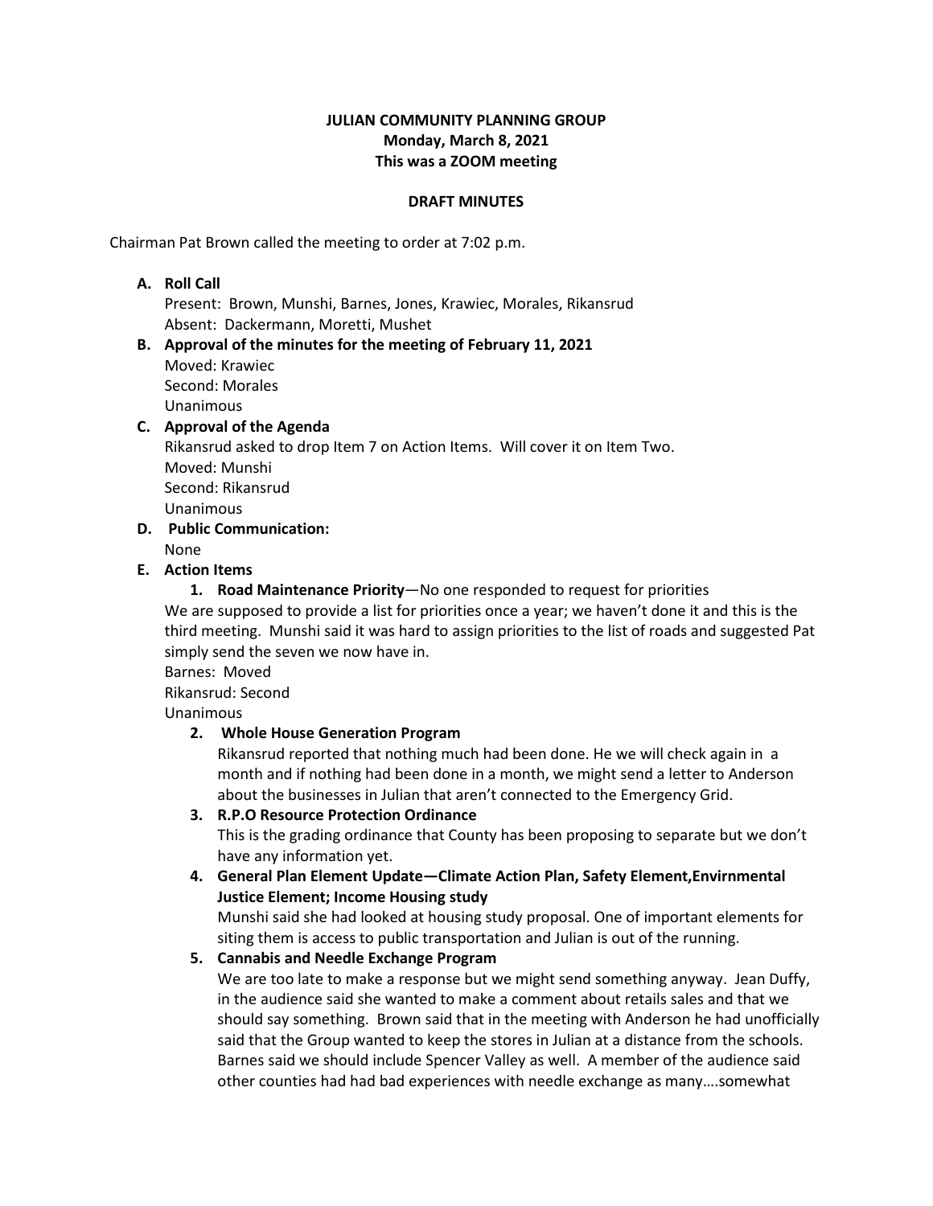**JULIAN COMMUNITY PLANNING GROUP**
**Monday, March 8, 2021**
**This was a ZOOM meeting**

**DRAFT MINUTES**

Chairman Pat Brown called the meeting to order at 7:02 p.m.

**A. Roll Call**
Present: Brown, Munshi, Barnes, Jones, Krawiec, Morales, Rikansrud
Absent: Dackermann, Moretti, Mushet

**B. Approval of the minutes for the meeting of February 11, 2021**
Moved: Krawiec
Second: Morales
Unanimous

**C. Approval of the Agenda**
Rikansrud asked to drop Item 7 on Action Items. Will cover it on Item Two.
Moved: Munshi
Second: Rikansrud
Unanimous

**D. Public Communication:**
None

**E. Action Items**

**1. Road Maintenance Priority**—No one responded to request for priorities

We are supposed to provide a list for priorities once a year; we haven't done it and this is the third meeting. Munshi said it was hard to assign priorities to the list of roads and suggested Pat simply send the seven we now have in.
Barnes: Moved
Rikansrud: Second
Unanimous

**2. Whole House Generation Program**
Rikansrud reported that nothing much had been done. He we will check again in a month and if nothing had been done in a month, we might send a letter to Anderson about the businesses in Julian that aren't connected to the Emergency Grid.

**3. R.P.O Resource Protection Ordinance**
This is the grading ordinance that County has been proposing to separate but we don't have any information yet.

**4. General Plan Element Update—Climate Action Plan, Safety Element,Envirnmental Justice Element; Income Housing study**
Munshi said she had looked at housing study proposal. One of important elements for siting them is access to public transportation and Julian is out of the running.

**5. Cannabis and Needle Exchange Program**
We are too late to make a response but we might send something anyway. Jean Duffy, in the audience said she wanted to make a comment about retails sales and that we should say something. Brown said that in the meeting with Anderson he had unofficially said that the Group wanted to keep the stores in Julian at a distance from the schools. Barnes said we should include Spencer Valley as well. A member of the audience said other counties had had bad experiences with needle exchange as many….somewhat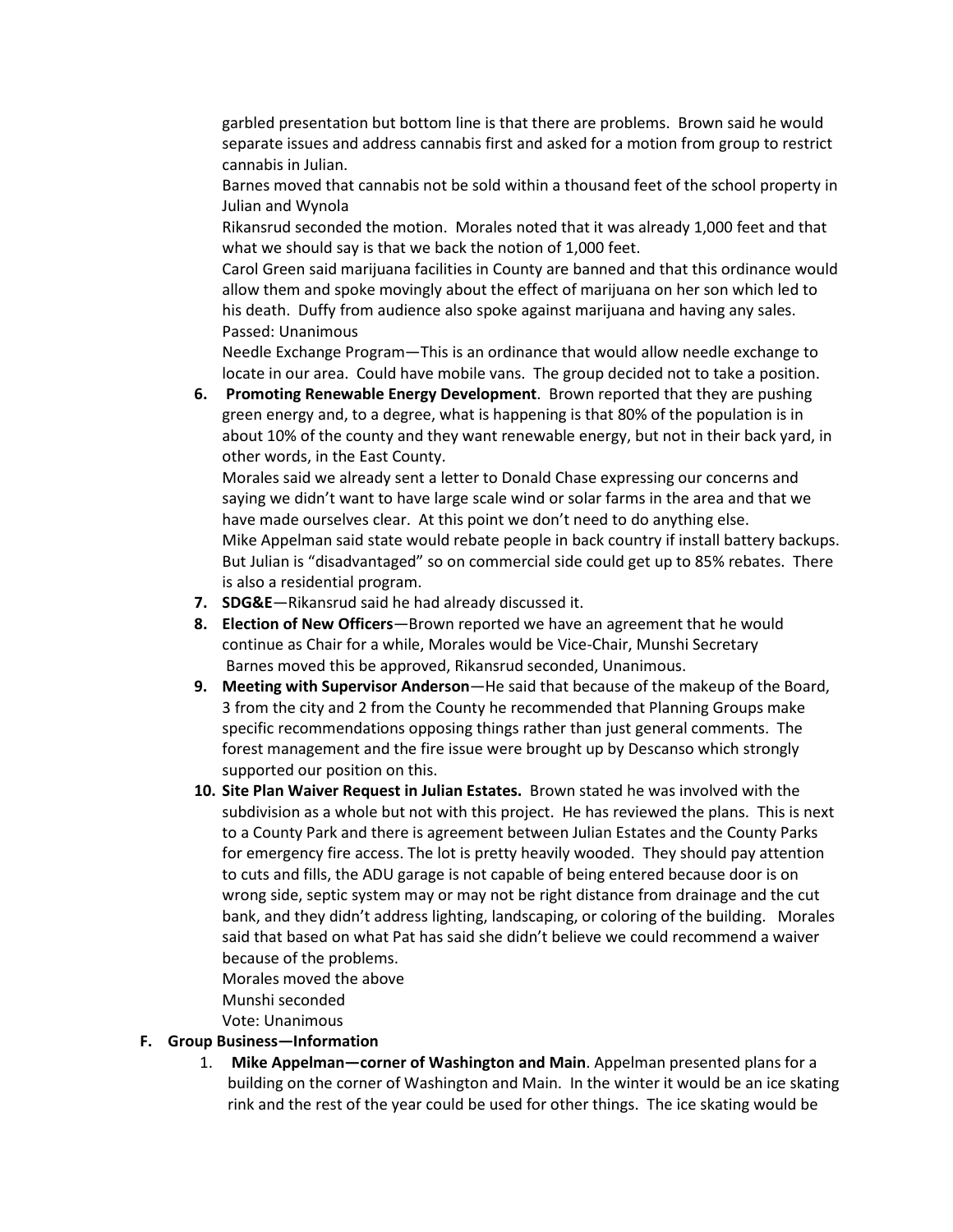garbled presentation but bottom line is that there are problems. Brown said he would separate issues and address cannabis first and asked for a motion from group to restrict cannabis in Julian.

Barnes moved that cannabis not be sold within a thousand feet of the school property in Julian and Wynola

Rikansrud seconded the motion. Morales noted that it was already 1,000 feet and that what we should say is that we back the notion of 1,000 feet.

Carol Green said marijuana facilities in County are banned and that this ordinance would allow them and spoke movingly about the effect of marijuana on her son which led to his death. Duffy from audience also spoke against marijuana and having any sales.

Passed: Unanimous

Needle Exchange Program—This is an ordinance that would allow needle exchange to locate in our area. Could have mobile vans. The group decided not to take a position.

6. **Promoting Renewable Energy Development**. Brown reported that they are pushing green energy and, to a degree, what is happening is that 80% of the population is in about 10% of the county and they want renewable energy, but not in their back yard, in other words, in the East County.
   Morales said we already sent a letter to Donald Chase expressing our concerns and saying we didn't want to have large scale wind or solar farms in the area and that we have made ourselves clear. At this point we don't need to do anything else.
   Mike Appelman said state would rebate people in back country if install battery backups. But Julian is "disadvantaged" so on commercial side could get up to 85% rebates. There is also a residential program.
7. **SDG&E**—Rikansrud said he had already discussed it.
8. **Election of New Officers**—Brown reported we have an agreement that he would continue as Chair for a while, Morales would be Vice-Chair, Munshi Secretary
   Barnes moved this be approved, Rikansrud seconded, Unanimous.
9. **Meeting with Supervisor Anderson**—He said that because of the makeup of the Board, 3 from the city and 2 from the County he recommended that Planning Groups make specific recommendations opposing things rather than just general comments. The forest management and the fire issue were brought up by Descanso which strongly supported our position on this.
10. **Site Plan Waiver Request in Julian Estates.** Brown stated he was involved with the subdivision as a whole but not with this project. He has reviewed the plans. This is next to a County Park and there is agreement between Julian Estates and the County Parks for emergency fire access. The lot is pretty heavily wooded. They should pay attention to cuts and fills, the ADU garage is not capable of being entered because door is on wrong side, septic system may or may not be right distance from drainage and the cut bank, and they didn't address lighting, landscaping, or coloring of the building. Morales said that based on what Pat has said she didn't believe we could recommend a waiver because of the problems.
    Morales moved the above
    Munshi seconded
    Vote: Unanimous

**F. Group Business—Information**

1. **Mike Appelman—corner of Washington and Main**. Appelman presented plans for a building on the corner of Washington and Main. In the winter it would be an ice skating rink and the rest of the year could be used for other things. The ice skating would be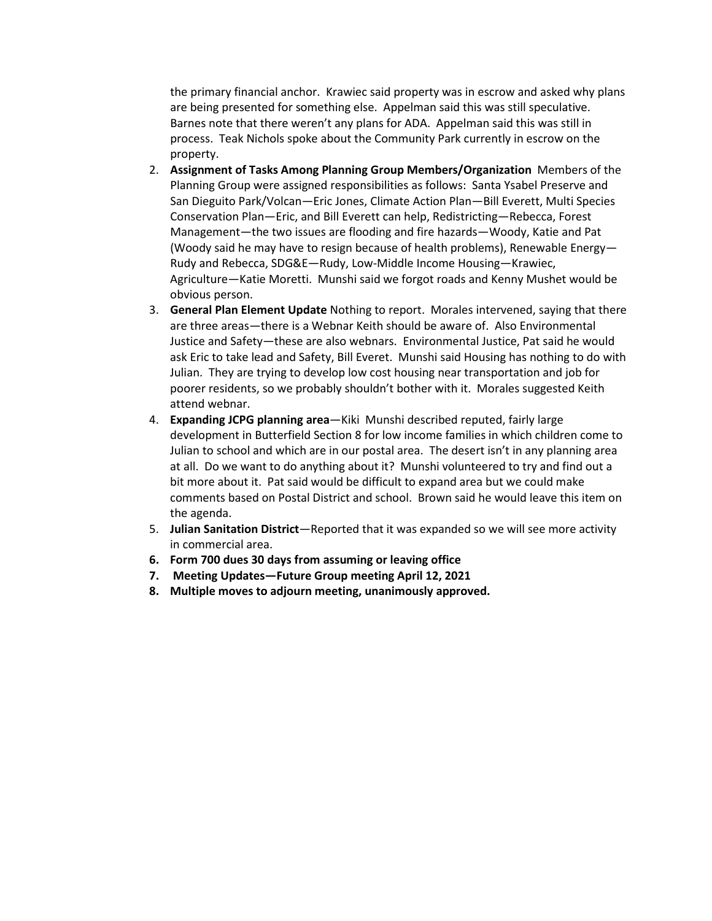the primary financial anchor. Krawiec said property was in escrow and asked why plans are being presented for something else. Appelman said this was still speculative. Barnes note that there weren't any plans for ADA. Appelman said this was still in process. Teak Nichols spoke about the Community Park currently in escrow on the property.

2. **Assignment of Tasks Among Planning Group Members/Organization** Members of the Planning Group were assigned responsibilities as follows: Santa Ysabel Preserve and San Dieguito Park/Volcan—Eric Jones, Climate Action Plan—Bill Everett, Multi Species Conservation Plan—Eric, and Bill Everett can help, Redistricting—Rebecca, Forest Management—the two issues are flooding and fire hazards—Woody, Katie and Pat (Woody said he may have to resign because of health problems), Renewable Energy—Rudy and Rebecca, SDG&E—Rudy, Low-Middle Income Housing—Krawiec, Agriculture—Katie Moretti. Munshi said we forgot roads and Kenny Mushet would be obvious person.
3. **General Plan Element Update** Nothing to report. Morales intervened, saying that there are three areas—there is a Webnar Keith should be aware of. Also Environmental Justice and Safety—these are also webnars. Environmental Justice, Pat said he would ask Eric to take lead and Safety, Bill Everet. Munshi said Housing has nothing to do with Julian. They are trying to develop low cost housing near transportation and job for poorer residents, so we probably shouldn't bother with it. Morales suggested Keith attend webnar.
4. **Expanding JCPG planning area**—Kiki Munshi described reputed, fairly large development in Butterfield Section 8 for low income families in which children come to Julian to school and which are in our postal area. The desert isn't in any planning area at all. Do we want to do anything about it? Munshi volunteered to try and find out a bit more about it. Pat said would be difficult to expand area but we could make comments based on Postal District and school. Brown said he would leave this item on the agenda.
5. **Julian Sanitation District**—Reported that it was expanded so we will see more activity in commercial area.
6. **Form 700 dues 30 days from assuming or leaving office**
7. **Meeting Updates—Future Group meeting April 12, 2021**
8. **Multiple moves to adjourn meeting, unanimously approved.**